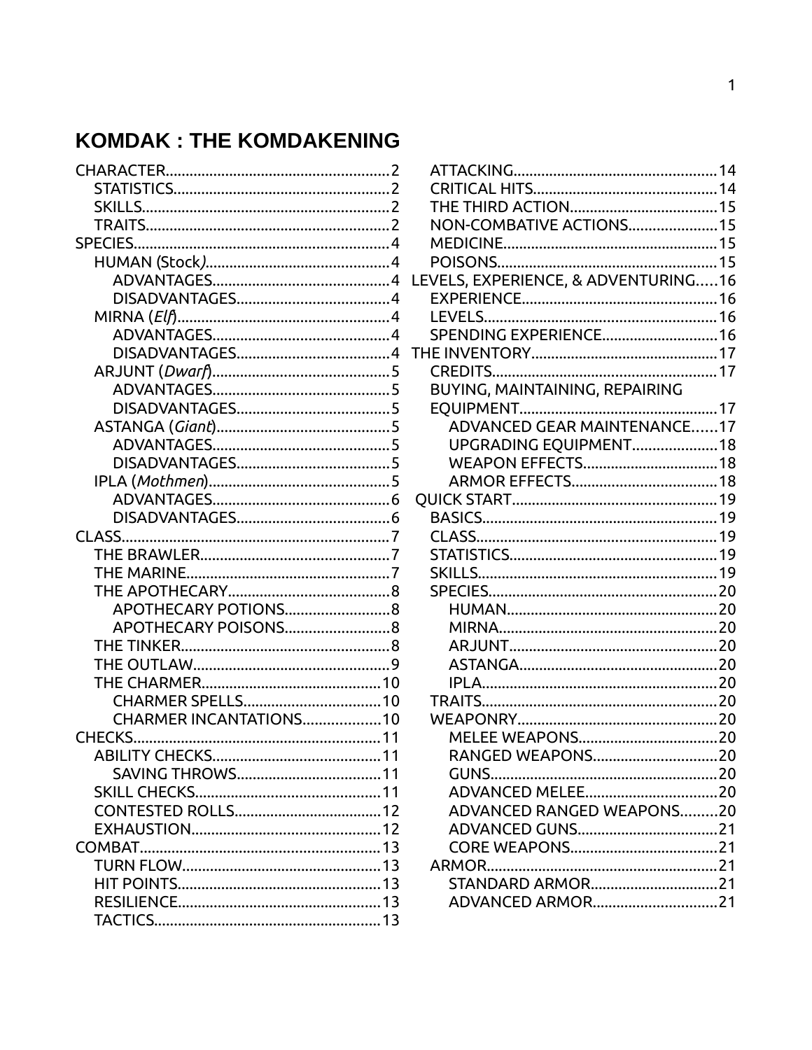# KOMDAK : THE KOMDAKENING

- CHARACTER....................2
  - STATISTICS....................2
  - SKILLS....................2
  - TRAITS....................2
- SPECIES....................4
  - HUMAN (Stock)....................4
    - ADVANTAGES....................4
    - DISADVANTAGES....................4
  - MIRNA (*Elf*)....................4
    - ADVANTAGES....................4
    - DISADVANTAGES....................4
  - ARJUNT (*Dwarf*)....................5
    - ADVANTAGES....................5
    - DISADVANTAGES....................5
  - ASTANGA (*Giant*)....................5
    - ADVANTAGES....................5
    - DISADVANTAGES....................5
  - IPLA (*Mothmen*)....................5
    - ADVANTAGES....................6
    - DISADVANTAGES....................6
- CLASS....................7
  - THE BRAWLER....................7
  - THE MARINE....................7
  - THE APOTHECARY....................8
    - APOTHECARY POTIONS....................8
    - APOTHECARY POISONS....................8
  - THE TINKER....................8
  - THE OUTLAW....................9
  - THE CHARMER....................10
    - CHARMER SPELLS....................10
    - CHARMER INCANTATIONS....................10
- CHECKS....................11
  - ABILITY CHECKS....................11
    - SAVING THROWS....................11
  - SKILL CHECKS....................11
  - CONTESTED ROLLS....................12
  - EXHAUSTION....................12
- COMBAT....................13
  - TURN FLOW....................13
  - HIT POINTS....................13
  - RESILIENCE....................13
  - TACTICS....................13
  - ATTACKING....................14
  - CRITICAL HITS....................14
  - THE THIRD ACTION....................15
  - NON-COMBATIVE ACTIONS....................15
  - MEDICINE....................15
  - POISONS....................15
- LEVELS, EXPERIENCE, & ADVENTURING....................16
  - EXPERIENCE....................16
  - LEVELS....................16
  - SPENDING EXPERIENCE....................16
- THE INVENTORY....................17
  - CREDITS....................17
  - BUYING, MAINTAINING, REPAIRING EQUIPMENT....................17
    - ADVANCED GEAR MAINTENANCE....................17
    - UPGRADING EQUIPMENT....................18
    - WEAPON EFFECTS....................18
    - ARMOR EFFECTS....................18
- QUICK START....................19
  - BASICS....................19
  - CLASS....................19
  - STATISTICS....................19
  - SKILLS....................19
  - SPECIES....................20
    - HUMAN....................20
    - MIRNA....................20
    - ARJUNT....................20
    - ASTANGA....................20
    - IPLA....................20
  - TRAITS....................20
  - WEAPONRY....................20
    - MELEE WEAPONS....................20
    - RANGED WEAPONS....................20
    - GUNS....................20
    - ADVANCED MELEE....................20
    - ADVANCED RANGED WEAPONS....................20
    - ADVANCED GUNS....................21
    - CORE WEAPONS....................21
  - ARMOR....................21
    - STANDARD ARMOR....................21
    - ADVANCED ARMOR....................21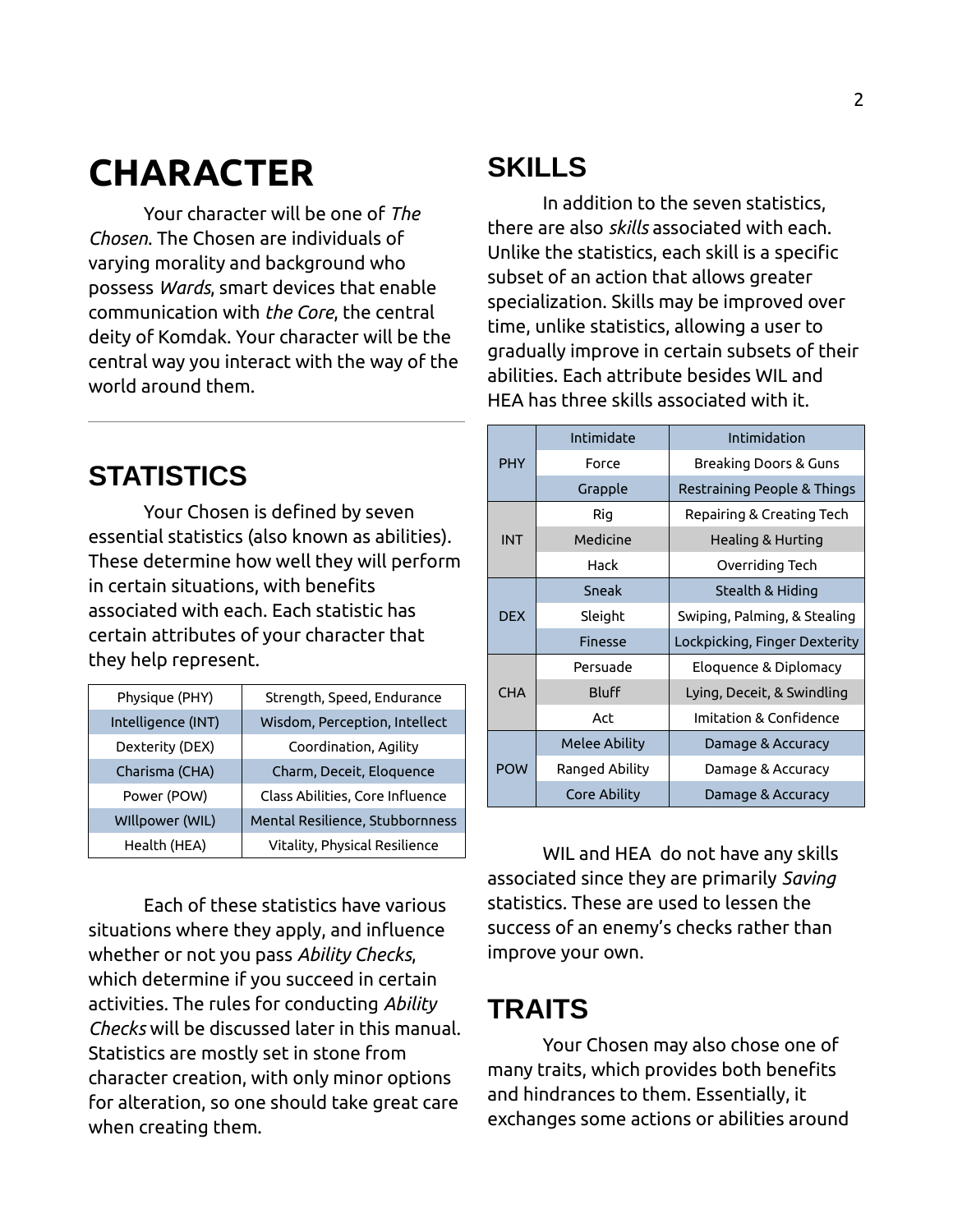# CHARACTER

Your character will be one of *The Chosen*. The Chosen are individuals of varying morality and background who possess *Wards*, smart devices that enable communication with *the Core*, the central deity of Komdak. Your character will be the central way you interact with the way of the world around them.

---

## STATISTICS

Your Chosen is defined by seven essential statistics (also known as abilities). These determine how well they will perform in certain situations, with benefits associated with each. Each statistic has certain attributes of your character that they help represent.

| Statistic | Attributes |
|---|---|
| Physique (PHY) | Strength, Speed, Endurance |
| Intelligence (INT) | Wisdom, Perception, Intellect |
| Dexterity (DEX) | Coordination, Agility |
| Charisma (CHA) | Charm, Deceit, Eloquence |
| Power (POW) | Class Abilities, Core Influence |
| WIllpower (WIL) | Mental Resilience, Stubbornness |
| Health (HEA) | Vitality, Physical Resilience |

Each of these statistics have various situations where they apply, and influence whether or not you pass *Ability Checks*, which determine if you succeed in certain activities. The rules for conducting *Ability Checks* will be discussed later in this manual. Statistics are mostly set in stone from character creation, with only minor options for alteration, so one should take great care when creating them.

## SKILLS

In addition to the seven statistics, there are also *skills* associated with each. Unlike the statistics, each skill is a specific subset of an action that allows greater specialization. Skills may be improved over time, unlike statistics, allowing a user to gradually improve in certain subsets of their abilities. Each attribute besides WIL and HEA has three skills associated with it.

| Statistic | Skill | Description |
|---|---|---|
| PHY | Intimidate | Intimidation |
| | Force | Breaking Doors & Guns |
| | Grapple | Restraining People & Things |
| INT | Rig | Repairing & Creating Tech |
| | Medicine | Healing & Hurting |
| | Hack | Overriding Tech |
| DEX | Sneak | Stealth & Hiding |
| | Sleight | Swiping, Palming, & Stealing |
| | Finesse | Lockpicking, Finger Dexterity |
| CHA | Persuade | Eloquence & Diplomacy |
| | Bluff | Lying, Deceit, & Swindling |
| | Act | Imitation & Confidence |
| POW | Melee Ability | Damage & Accuracy |
| | Ranged Ability | Damage & Accuracy |
| | Core Ability | Damage & Accuracy |

WIL and HEA do not have any skills associated since they are primarily *Saving* statistics. These are used to lessen the success of an enemy's checks rather than improve your own.

## TRAITS

Your Chosen may also chose one of many traits, which provides both benefits and hindrances to them. Essentially, it exchanges some actions or abilities around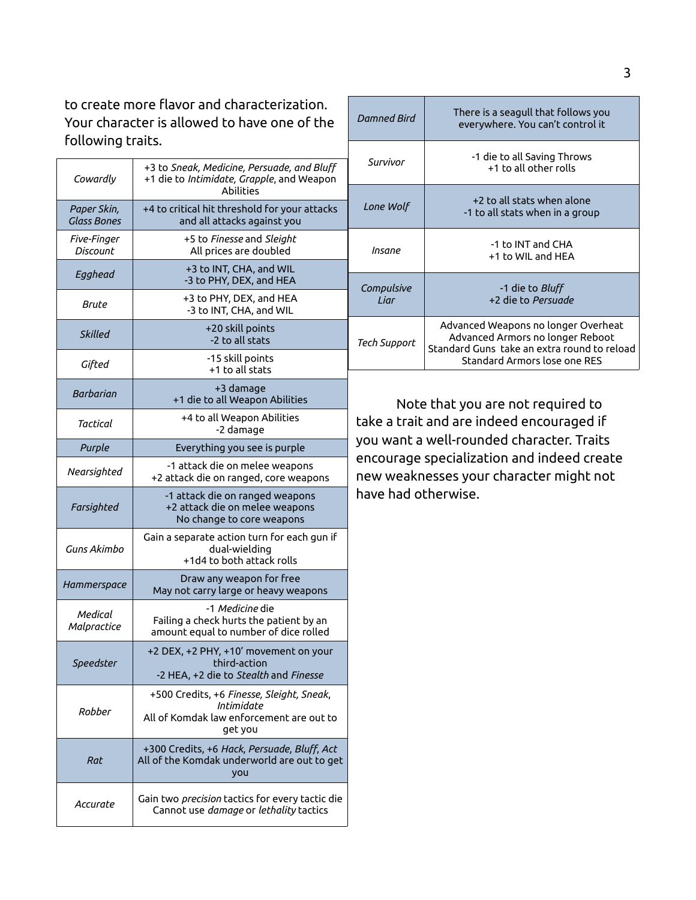to create more flavor and characterization. Your character is allowed to have one of the following traits.

| Trait | Effect |
|---|---|
| *Cowardly* | +3 to *Sneak, Medicine, Persuade, and Bluff*<br>+1 die to *Intimidate, Grapple*, and Weapon Abilities |
| *Paper Skin, Glass Bones* | +4 to critical hit threshold for your attacks and all attacks against you |
| *Five-Finger Discount* | +5 to *Finesse* and *Sleight*<br>All prices are doubled |
| *Egghead* | +3 to INT, CHA, and WIL<br>-3 to PHY, DEX, and HEA |
| *Brute* | +3 to PHY, DEX, and HEA<br>-3 to INT, CHA, and WIL |
| *Skilled* | +20 skill points<br>-2 to all stats |
| *Gifted* | -15 skill points<br>+1 to all stats |
| *Barbarian* | +3 damage<br>+1 die to all Weapon Abilities |
| *Tactical* | +4 to all Weapon Abilities<br>-2 damage |
| *Purple* | Everything you see is purple |
| *Nearsighted* | -1 attack die on melee weapons<br>+2 attack die on ranged, core weapons |
| *Farsighted* | -1 attack die on ranged weapons<br>+2 attack die on melee weapons<br>No change to core weapons |
| *Guns Akimbo* | Gain a separate action turn for each gun if dual-wielding<br>+1d4 to both attack rolls |
| *Hammerspace* | Draw any weapon for free<br>May not carry large or heavy weapons |
| *Medical Malpractice* | -1 *Medicine* die<br>Failing a check hurts the patient by an amount equal to number of dice rolled |
| *Speedster* | +2 DEX, +2 PHY, +10' movement on your third-action<br>-2 HEA, +2 die to *Stealth* and *Finesse* |
| *Robber* | +500 Credits, +6 *Finesse, Sleight, Sneak, Intimidate*<br>All of Komdak law enforcement are out to get you |
| *Rat* | +300 Credits, +6 *Hack, Persuade, Bluff, Act*<br>All of the Komdak underworld are out to get you |
| *Accurate* | Gain two *precision* tactics for every tactic die<br>Cannot use *damage* or *lethality* tactics |
| *Damned Bird* | There is a seagull that follows you everywhere. You can't control it |
| *Survivor* | -1 die to all Saving Throws<br>+1 to all other rolls |
| *Lone Wolf* | +2 to all stats when alone<br>-1 to all stats when in a group |
| *Insane* | -1 to INT and CHA<br>+1 to WIL and HEA |
| *Compulsive Liar* | -1 die to *Bluff*<br>+2 die to *Persuade* |
| *Tech Support* | Advanced Weapons no longer Overheat<br>Advanced Armors no longer Reboot<br>Standard Guns take an extra round to reload<br>Standard Armors lose one RES |

Note that you are not required to take a trait and are indeed encouraged if you want a well-rounded character. Traits encourage specialization and indeed create new weaknesses your character might not have had otherwise.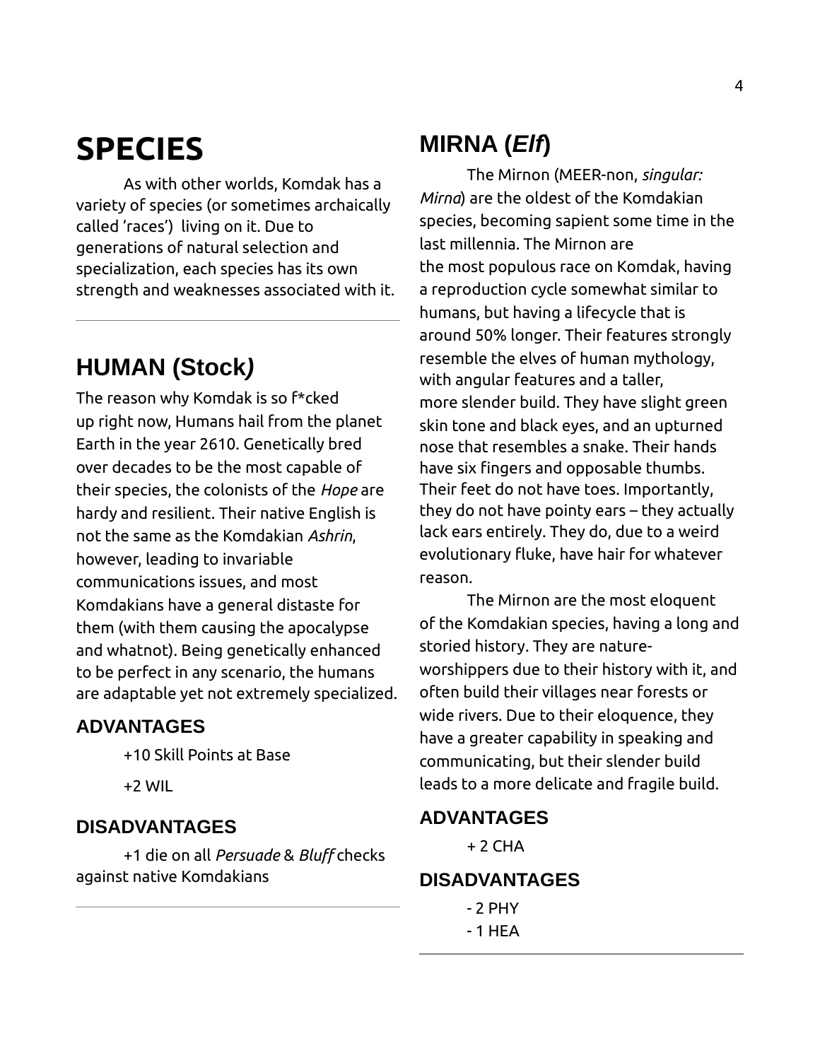# SPECIES

As with other worlds, Komdak has a variety of species (or sometimes archaically called 'races') living on it. Due to generations of natural selection and specialization, each species has its own strength and weaknesses associated with it.

---

## HUMAN (Stock*)*

The reason why Komdak is so f*cked up right now, Humans hail from the planet Earth in the year 2610. Genetically bred over decades to be the most capable of their species, the colonists of the *Hope* are hardy and resilient. Their native English is not the same as the Komdakian *Ashrin*, however, leading to invariable communications issues, and most Komdakians have a general distaste for them (with them causing the apocalypse and whatnot). Being genetically enhanced to be perfect in any scenario, the humans are adaptable yet not extremely specialized.

### ADVANTAGES

+10 Skill Points at Base

+2 WIL

### DISADVANTAGES

+1 die on all *Persuade* & *Bluff* checks against native Komdakians

---

## MIRNA (*Elf*)

The Mirnon (MEER-non, *singular: Mirna*) are the oldest of the Komdakian species, becoming sapient some time in the last millennia. The Mirnon are the most populous race on Komdak, having a reproduction cycle somewhat similar to humans, but having a lifecycle that is around 50% longer. Their features strongly resemble the elves of human mythology, with angular features and a taller, more slender build. They have slight green skin tone and black eyes, and an upturned nose that resembles a snake. Their hands have six fingers and opposable thumbs. Their feet do not have toes. Importantly, they do not have pointy ears – they actually lack ears entirely. They do, due to a weird evolutionary fluke, have hair for whatever reason.

The Mirnon are the most eloquent of the Komdakian species, having a long and storied history. They are nature-worshippers due to their history with it, and often build their villages near forests or wide rivers. Due to their eloquence, they have a greater capability in speaking and communicating, but their slender build leads to a more delicate and fragile build.

### ADVANTAGES

+ 2 CHA

### DISADVANTAGES

- 2 PHY
- 1 HEA

---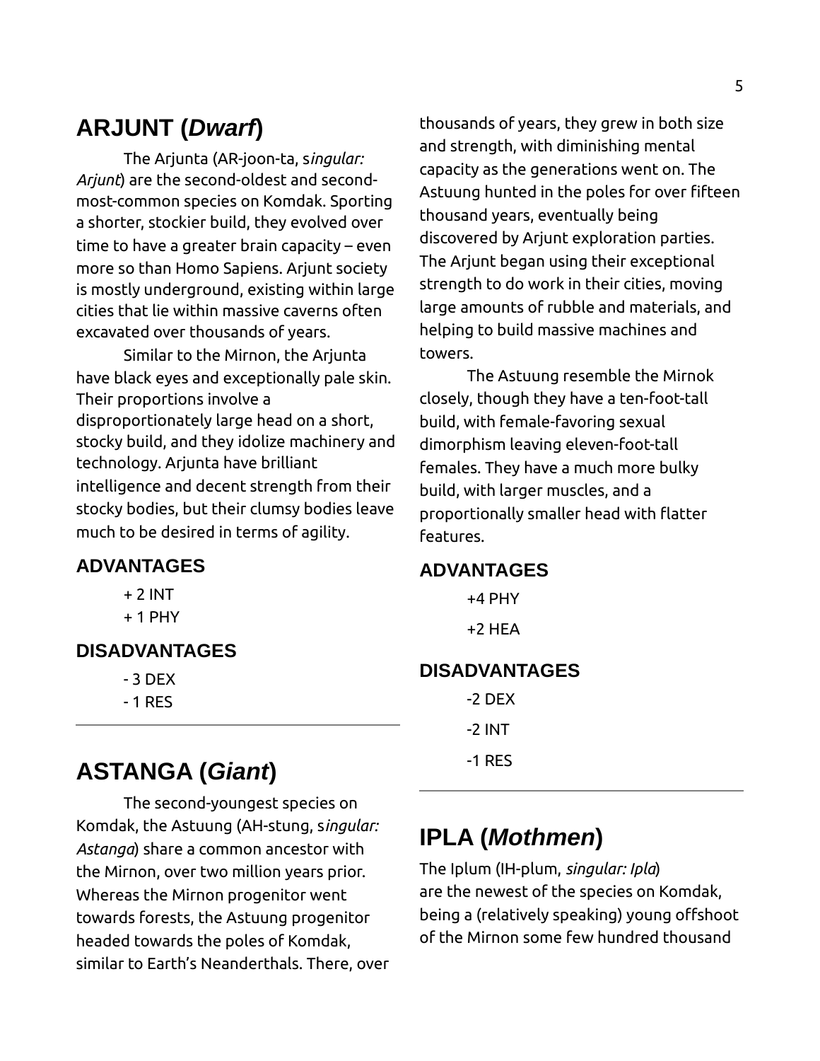## ARJUNT (*Dwarf*)

The Arjunta (AR-joon-ta, s*ingular: Arjunt*) are the second-oldest and second-most-common species on Komdak. Sporting a shorter, stockier build, they evolved over time to have a greater brain capacity – even more so than Homo Sapiens. Arjunt society is mostly underground, existing within large cities that lie within massive caverns often excavated over thousands of years.

Similar to the Mirnon, the Arjunta have black eyes and exceptionally pale skin. Their proportions involve a disproportionately large head on a short, stocky build, and they idolize machinery and technology. Arjunta have brilliant intelligence and decent strength from their stocky bodies, but their clumsy bodies leave much to be desired in terms of agility.

### ADVANTAGES

+ 2 INT

+ 1 PHY

### DISADVANTAGES

- 3 DEX

- 1 RES

---

## ASTANGA (*Giant*)

The second-youngest species on Komdak, the Astuung (AH-stung, s*ingular: Astanga*) share a common ancestor with the Mirnon, over two million years prior. Whereas the Mirnon progenitor went towards forests, the Astuung progenitor headed towards the poles of Komdak, similar to Earth's Neanderthals. There, over thousands of years, they grew in both size and strength, with diminishing mental capacity as the generations went on. The Astuung hunted in the poles for over fifteen thousand years, eventually being discovered by Arjunt exploration parties. The Arjunt began using their exceptional strength to do work in their cities, moving large amounts of rubble and materials, and helping to build massive machines and towers.

The Astuung resemble the Mirnok closely, though they have a ten-foot-tall build, with female-favoring sexual dimorphism leaving eleven-foot-tall females. They have a much more bulky build, with larger muscles, and a proportionally smaller head with flatter features.

### ADVANTAGES

+4 PHY

+2 HEA

### DISADVANTAGES

-2 DEX

-2 INT

-1 RES

---

## IPLA (*Mothmen*)

The Iplum (IH-plum, *singular: Ipla*) are the newest of the species on Komdak, being a (relatively speaking) young offshoot of the Mirnon some few hundred thousand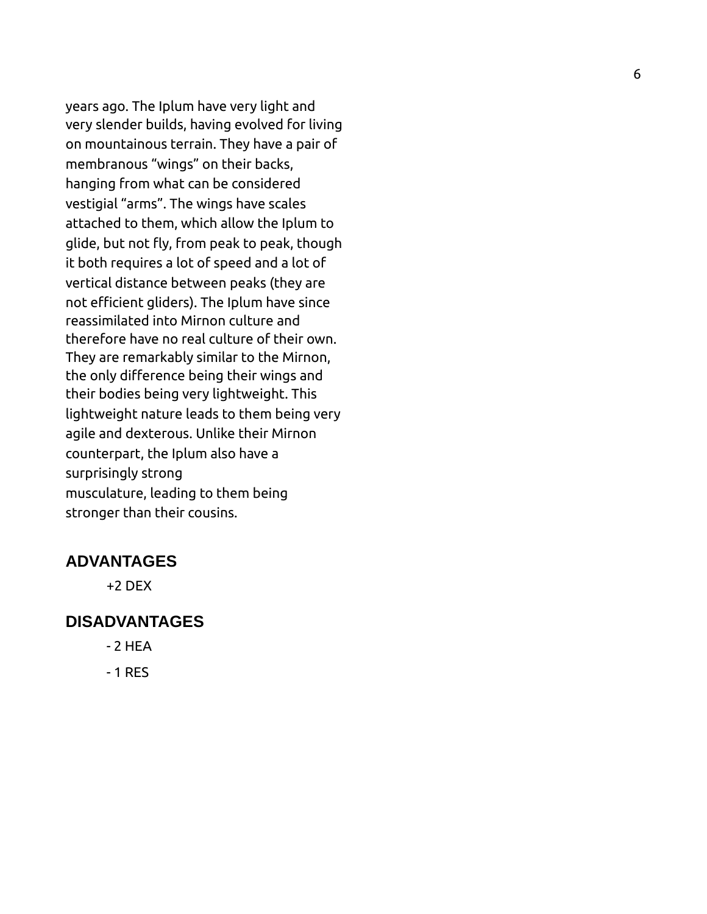years ago. The Iplum have very light and very slender builds, having evolved for living on mountainous terrain. They have a pair of membranous “wings” on their backs, hanging from what can be considered vestigial “arms”. The wings have scales attached to them, which allow the Iplum to glide, but not fly, from peak to peak, though it both requires a lot of speed and a lot of vertical distance between peaks (they are not efficient gliders). The Iplum have since reassimilated into Mirnon culture and therefore have no real culture of their own. They are remarkably similar to the Mirnon, the only difference being their wings and their bodies being very lightweight. This lightweight nature leads to them being very agile and dexterous. Unlike their Mirnon counterpart, the Iplum also have a surprisingly strong musculature, leading to them being stronger than their cousins.

## ADVANTAGES

+2 DEX

## DISADVANTAGES

- 2 HEA

- 1 RES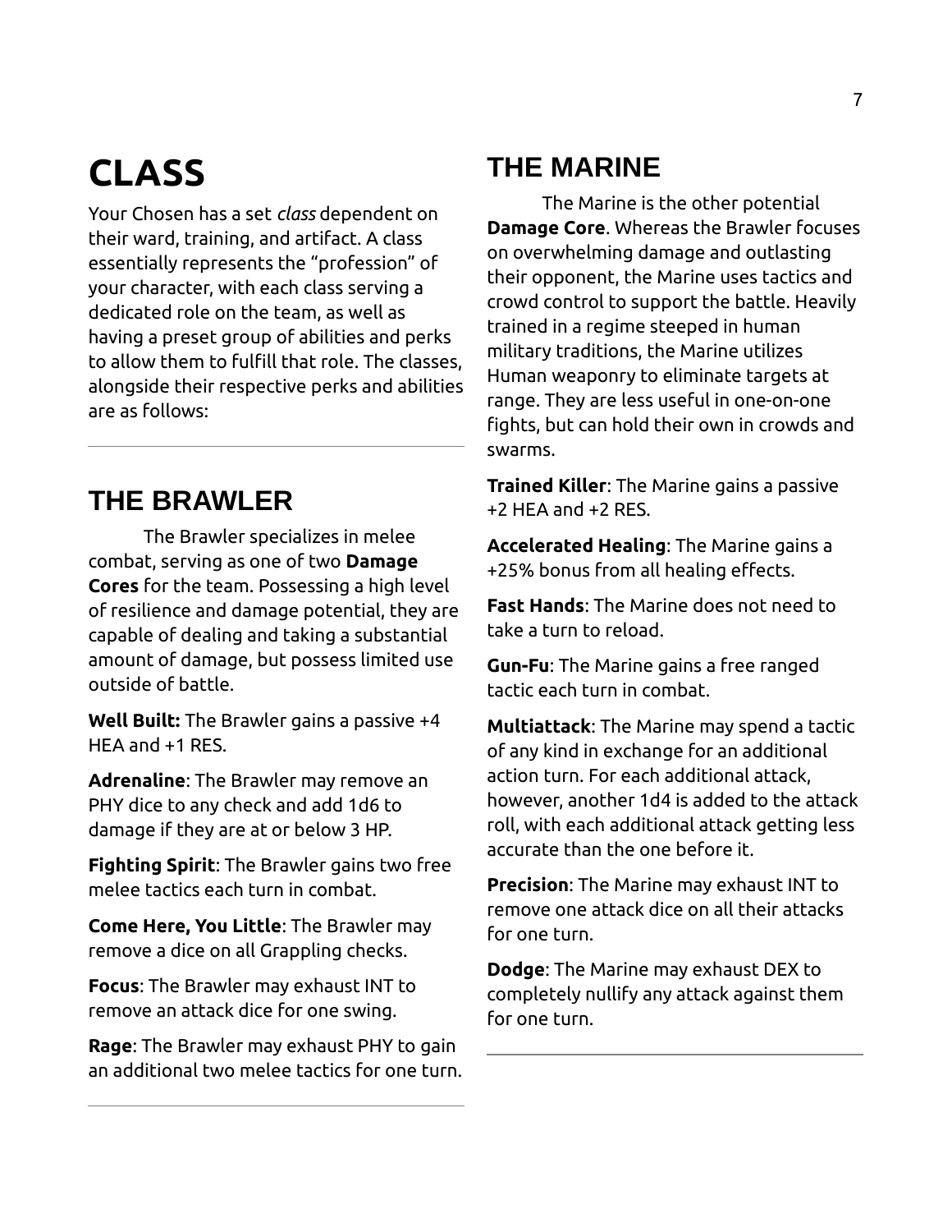# CLASS

Your Chosen has a set *class* dependent on their ward, training, and artifact. A class essentially represents the "profession" of your character, with each class serving a dedicated role on the team, as well as having a preset group of abilities and perks to allow them to fulfill that role. The classes, alongside their respective perks and abilities are as follows:

---

## THE BRAWLER

The Brawler specializes in melee combat, serving as one of two **Damage Cores** for the team. Possessing a high level of resilience and damage potential, they are capable of dealing and taking a substantial amount of damage, but possess limited use outside of battle.

**Well Built:** The Brawler gains a passive +4 HEA and +1 RES.

**Adrenaline**: The Brawler may remove an PHY dice to any check and add 1d6 to damage if they are at or below 3 HP.

**Fighting Spirit**: The Brawler gains two free melee tactics each turn in combat.

**Come Here, You Little**: The Brawler may remove a dice on all Grappling checks.

**Focus**: The Brawler may exhaust INT to remove an attack dice for one swing.

**Rage**: The Brawler may exhaust PHY to gain an additional two melee tactics for one turn.

---

## THE MARINE

The Marine is the other potential **Damage Core**. Whereas the Brawler focuses on overwhelming damage and outlasting their opponent, the Marine uses tactics and crowd control to support the battle. Heavily trained in a regime steeped in human military traditions, the Marine utilizes Human weaponry to eliminate targets at range. They are less useful in one-on-one fights, but can hold their own in crowds and swarms.

**Trained Killer**: The Marine gains a passive +2 HEA and +2 RES.

**Accelerated Healing**: The Marine gains a +25% bonus from all healing effects.

**Fast Hands**: The Marine does not need to take a turn to reload.

**Gun-Fu**: The Marine gains a free ranged tactic each turn in combat.

**Multiattack**: The Marine may spend a tactic of any kind in exchange for an additional action turn. For each additional attack, however, another 1d4 is added to the attack roll, with each additional attack getting less accurate than the one before it.

**Precision**: The Marine may exhaust INT to remove one attack dice on all their attacks for one turn.

**Dodge**: The Marine may exhaust DEX to completely nullify any attack against them for one turn.

---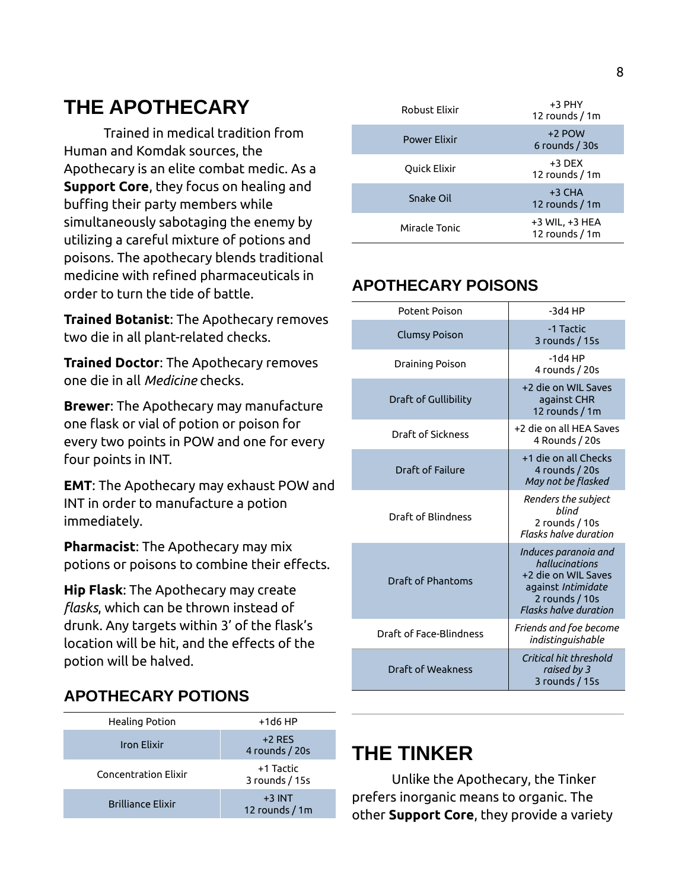# THE APOTHECARY

Trained in medical tradition from Human and Komdak sources, the Apothecary is an elite combat medic. As a **Support Core**, they focus on healing and buffing their party members while simultaneously sabotaging the enemy by utilizing a careful mixture of potions and poisons. The apothecary blends traditional medicine with refined pharmaceuticals in order to turn the tide of battle.

**Trained Botanist**: The Apothecary removes two die in all plant-related checks.

**Trained Doctor**: The Apothecary removes one die in all *Medicine* checks.

**Brewer**: The Apothecary may manufacture one flask or vial of potion or poison for every two points in POW and one for every four points in INT.

**EMT**: The Apothecary may exhaust POW and INT in order to manufacture a potion immediately.

**Pharmacist**: The Apothecary may mix potions or poisons to combine their effects.

**Hip Flask**: The Apothecary may create *flasks*, which can be thrown instead of drunk. Any targets within 3' of the flask's location will be hit, and the effects of the potion will be halved.

## APOTHECARY POTIONS

| Potion | Effect |
|---|---|
| Healing Potion | +1d6 HP |
| Iron Elixir | +2 RES<br>4 rounds / 20s |
| Concentration Elixir | +1 Tactic<br>3 rounds / 15s |
| Brilliance Elixir | +3 INT<br>12 rounds / 1m |
| Robust Elixir | +3 PHY<br>12 rounds / 1m |
| Power Elixir | +2 POW<br>6 rounds / 30s |
| Quick Elixir | +3 DEX<br>12 rounds / 1m |
| Snake Oil | +3 CHA<br>12 rounds / 1m |
| Miracle Tonic | +3 WIL, +3 HEA<br>12 rounds / 1m |

## APOTHECARY POISONS

| Poison | Effect |
|---|---|
| Potent Poison | -3d4 HP |
| Clumsy Poison | -1 Tactic<br>3 rounds / 15s |
| Draining Poison | -1d4 HP<br>4 rounds / 20s |
| Draft of Gullibility | +2 die on WIL Saves against CHR<br>12 rounds / 1m |
| Draft of Sickness | +2 die on all HEA Saves<br>4 Rounds / 20s |
| Draft of Failure | +1 die on all Checks<br>4 rounds / 20s<br>*May not be flasked* |
| Draft of Blindness | *Renders the subject blind*<br>2 rounds / 10s<br>*Flasks halve duration* |
| Draft of Phantoms | *Induces paranoia and hallucinations*<br>+2 die on WIL Saves against *Intimidate*<br>2 rounds / 10s<br>*Flasks halve duration* |
| Draft of Face-Blindness | *Friends and foe become indistinguishable* |
| Draft of Weakness | *Critical hit threshold raised by 3*<br>3 rounds / 15s |

# THE TINKER

Unlike the Apothecary, the Tinker prefers inorganic means to organic. The other **Support Core**, they provide a variety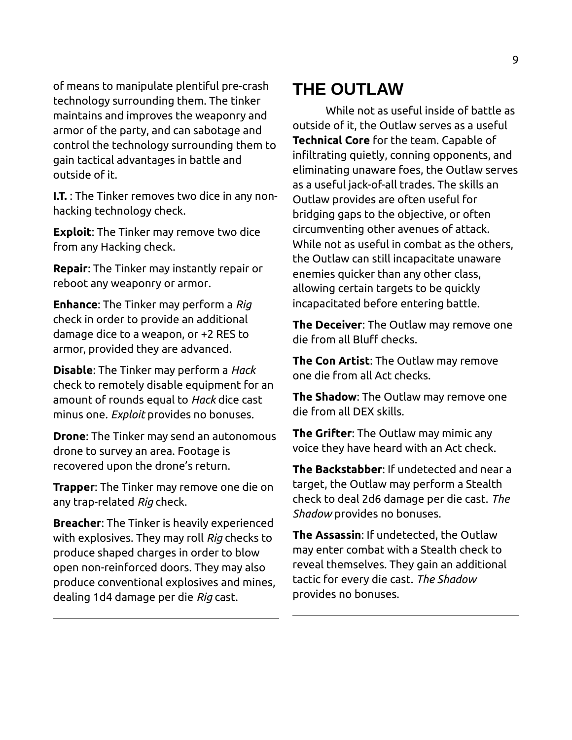of means to manipulate plentiful pre-crash technology surrounding them. The tinker maintains and improves the weaponry and armor of the party, and can sabotage and control the technology surrounding them to gain tactical advantages in battle and outside of it.

**I.T.** : The Tinker removes two dice in any non-hacking technology check.

**Exploit**: The Tinker may remove two dice from any Hacking check.

**Repair**: The Tinker may instantly repair or reboot any weaponry or armor.

**Enhance**: The Tinker may perform a *Rig* check in order to provide an additional damage dice to a weapon, or +2 RES to armor, provided they are advanced.

**Disable**: The Tinker may perform a *Hack* check to remotely disable equipment for an amount of rounds equal to *Hack* dice cast minus one. *Exploit* provides no bonuses.

**Drone**: The Tinker may send an autonomous drone to survey an area. Footage is recovered upon the drone's return.

**Trapper**: The Tinker may remove one die on any trap-related *Rig* check.

**Breacher**: The Tinker is heavily experienced with explosives. They may roll *Rig* checks to produce shaped charges in order to blow open non-reinforced doors. They may also produce conventional explosives and mines, dealing 1d4 damage per die *Rig* cast.

---

## THE OUTLAW

While not as useful inside of battle as outside of it, the Outlaw serves as a useful **Technical Core** for the team. Capable of infiltrating quietly, conning opponents, and eliminating unaware foes, the Outlaw serves as a useful jack-of-all trades. The skills an Outlaw provides are often useful for bridging gaps to the objective, or often circumventing other avenues of attack. While not as useful in combat as the others, the Outlaw can still incapacitate unaware enemies quicker than any other class, allowing certain targets to be quickly incapacitated before entering battle.

**The Deceiver**: The Outlaw may remove one die from all Bluff checks.

**The Con Artist**: The Outlaw may remove one die from all Act checks.

**The Shadow**: The Outlaw may remove one die from all DEX skills.

**The Grifter**: The Outlaw may mimic any voice they have heard with an Act check.

**The Backstabber**: If undetected and near a target, the Outlaw may perform a Stealth check to deal 2d6 damage per die cast. *The Shadow* provides no bonuses.

**The Assassin**: If undetected, the Outlaw may enter combat with a Stealth check to reveal themselves. They gain an additional tactic for every die cast. *The Shadow* provides no bonuses.

---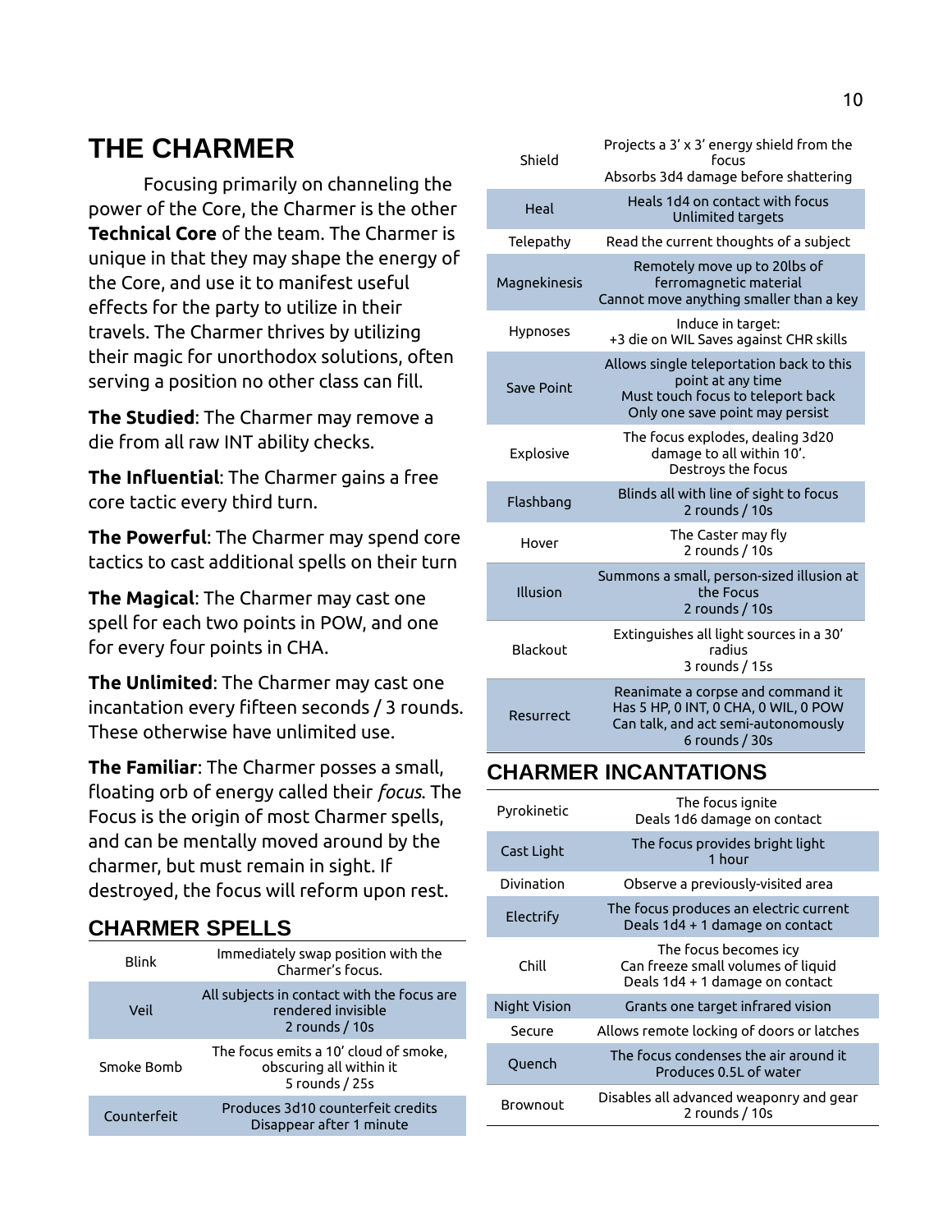# THE CHARMER

Focusing primarily on channeling the power of the Core, the Charmer is the other **Technical Core** of the team. The Charmer is unique in that they may shape the energy of the Core, and use it to manifest useful effects for the party to utilize in their travels. The Charmer thrives by utilizing their magic for unorthodox solutions, often serving a position no other class can fill.

**The Studied**: The Charmer may remove a die from all raw INT ability checks.

**The Influential**: The Charmer gains a free core tactic every third turn.

**The Powerful**: The Charmer may spend core tactics to cast additional spells on their turn

**The Magical**: The Charmer may cast one spell for each two points in POW, and one for every four points in CHA.

**The Unlimited**: The Charmer may cast one incantation every fifteen seconds / 3 rounds. These otherwise have unlimited use.

**The Familiar**: The Charmer posses a small, floating orb of energy called their *focus*. The Focus is the origin of most Charmer spells, and can be mentally moved around by the charmer, but must remain in sight. If destroyed, the focus will reform upon rest.

## CHARMER SPELLS

| Spell | Effect |
|---|---|
| Blink | Immediately swap position with the Charmer's focus. |
| Veil | All subjects in contact with the focus are rendered invisible<br>2 rounds / 10s |
| Smoke Bomb | The focus emits a 10' cloud of smoke, obscuring all within it<br>5 rounds / 25s |
| Counterfeit | Produces 3d10 counterfeit credits<br>Disappear after 1 minute |
| Shield | Projects a 3' x 3' energy shield from the focus<br>Absorbs 3d4 damage before shattering |
| Heal | Heals 1d4 on contact with focus<br>Unlimited targets |
| Telepathy | Read the current thoughts of a subject |
| Magnekinesis | Remotely move up to 20lbs of ferromagnetic material<br>Cannot move anything smaller than a key |
| Hypnoses | Induce in target:<br>+3 die on WIL Saves against CHR skills |
| Save Point | Allows single teleportation back to this point at any time<br>Must touch focus to teleport back<br>Only one save point may persist |
| Explosive | The focus explodes, dealing 3d20 damage to all within 10'.<br>Destroys the focus |
| Flashbang | Blinds all with line of sight to focus<br>2 rounds / 10s |
| Hover | The Caster may fly<br>2 rounds / 10s |
| Illusion | Summons a small, person-sized illusion at the Focus<br>2 rounds / 10s |
| Blackout | Extinguishes all light sources in a 30' radius<br>3 rounds / 15s |
| Resurrect | Reanimate a corpse and command it<br>Has 5 HP, 0 INT, 0 CHA, 0 WIL, 0 POW<br>Can talk, and act semi-autonomously<br>6 rounds / 30s |

## CHARMER INCANTATIONS

| Incantation | Effect |
|---|---|
| Pyrokinetic | The focus ignite<br>Deals 1d6 damage on contact |
| Cast Light | The focus provides bright light<br>1 hour |
| Divination | Observe a previously-visited area |
| Electrify | The focus produces an electric current<br>Deals 1d4 + 1 damage on contact |
| Chill | The focus becomes icy<br>Can freeze small volumes of liquid<br>Deals 1d4 + 1 damage on contact |
| Night Vision | Grants one target infrared vision |
| Secure | Allows remote locking of doors or latches |
| Quench | The focus condenses the air around it<br>Produces 0.5L of water |
| Brownout | Disables all advanced weaponry and gear<br>2 rounds / 10s |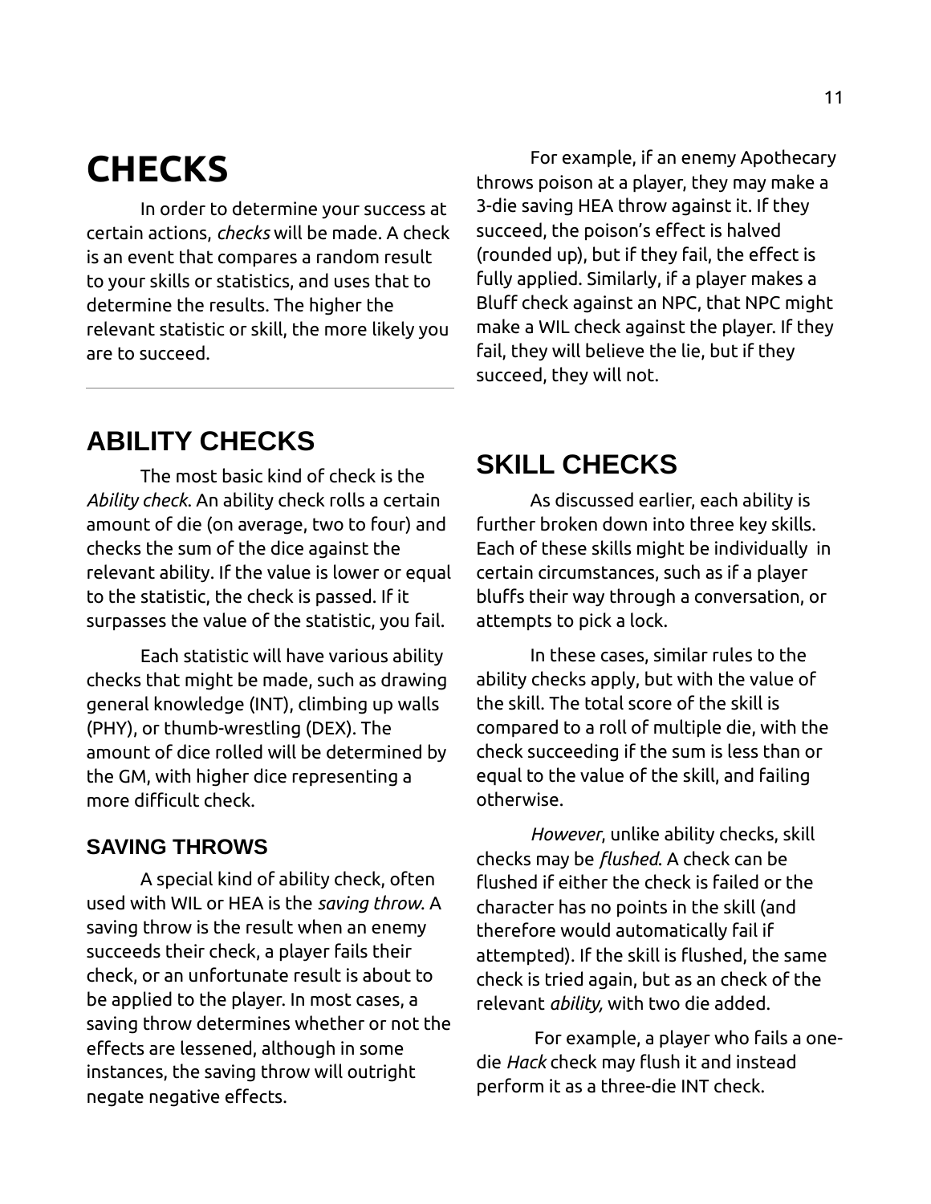# CHECKS

In order to determine your success at certain actions, *checks* will be made. A check is an event that compares a random result to your skills or statistics, and uses that to determine the results. The higher the relevant statistic or skill, the more likely you are to succeed.

For example, if an enemy Apothecary throws poison at a player, they may make a 3-die saving HEA throw against it. If they succeed, the poison's effect is halved (rounded up), but if they fail, the effect is fully applied. Similarly, if a player makes a Bluff check against an NPC, that NPC might make a WIL check against the player. If they fail, they will believe the lie, but if they succeed, they will not.

## ABILITY CHECKS

The most basic kind of check is the *Ability check*. An ability check rolls a certain amount of die (on average, two to four) and checks the sum of the dice against the relevant ability. If the value is lower or equal to the statistic, the check is passed. If it surpasses the value of the statistic, you fail.

Each statistic will have various ability checks that might be made, such as drawing general knowledge (INT), climbing up walls (PHY), or thumb-wrestling (DEX). The amount of dice rolled will be determined by the GM, with higher dice representing a more difficult check.

### SAVING THROWS

A special kind of ability check, often used with WIL or HEA is the *saving throw*. A saving throw is the result when an enemy succeeds their check, a player fails their check, or an unfortunate result is about to be applied to the player. In most cases, a saving throw determines whether or not the effects are lessened, although in some instances, the saving throw will outright negate negative effects.

## SKILL CHECKS

As discussed earlier, each ability is further broken down into three key skills. Each of these skills might be individually in certain circumstances, such as if a player bluffs their way through a conversation, or attempts to pick a lock.

In these cases, similar rules to the ability checks apply, but with the value of the skill. The total score of the skill is compared to a roll of multiple die, with the check succeeding if the sum is less than or equal to the value of the skill, and failing otherwise.

*However*, unlike ability checks, skill checks may be *flushed*. A check can be flushed if either the check is failed or the character has no points in the skill (and therefore would automatically fail if attempted). If the skill is flushed, the same check is tried again, but as an check of the relevant *ability,* with two die added.

For example, a player who fails a one-die *Hack* check may flush it and instead perform it as a three-die INT check.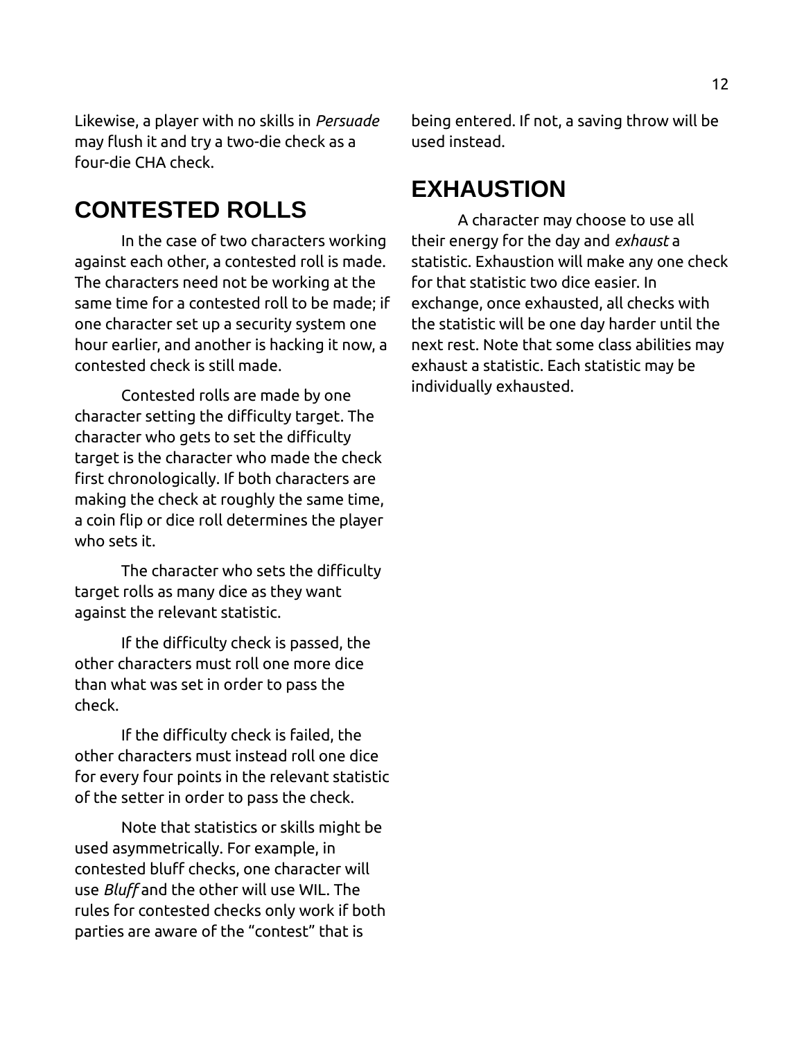Likewise, a player with no skills in *Persuade* may flush it and try a two-die check as a four-die CHA check.

## CONTESTED ROLLS

In the case of two characters working against each other, a contested roll is made. The characters need not be working at the same time for a contested roll to be made; if one character set up a security system one hour earlier, and another is hacking it now, a contested check is still made.

Contested rolls are made by one character setting the difficulty target. The character who gets to set the difficulty target is the character who made the check first chronologically. If both characters are making the check at roughly the same time, a coin flip or dice roll determines the player who sets it.

The character who sets the difficulty target rolls as many dice as they want against the relevant statistic.

If the difficulty check is passed, the other characters must roll one more dice than what was set in order to pass the check.

If the difficulty check is failed, the other characters must instead roll one dice for every four points in the relevant statistic of the setter in order to pass the check.

Note that statistics or skills might be used asymmetrically. For example, in contested bluff checks, one character will use *Bluff* and the other will use WIL. The rules for contested checks only work if both parties are aware of the "contest" that is being entered. If not, a saving throw will be used instead.

## EXHAUSTION

A character may choose to use all their energy for the day and *exhaust* a statistic. Exhaustion will make any one check for that statistic two dice easier. In exchange, once exhausted, all checks with the statistic will be one day harder until the next rest. Note that some class abilities may exhaust a statistic. Each statistic may be individually exhausted.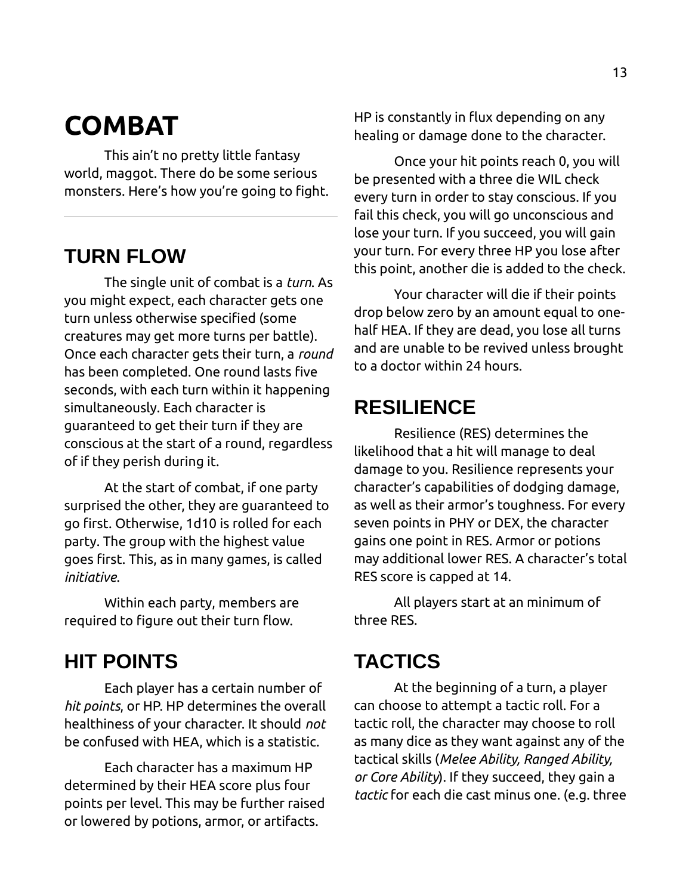# COMBAT

This ain't no pretty little fantasy world, maggot. There do be some serious monsters. Here's how you're going to fight.

---

## TURN FLOW

The single unit of combat is a *turn*. As you might expect, each character gets one turn unless otherwise specified (some creatures may get more turns per battle). Once each character gets their turn, a *round* has been completed. One round lasts five seconds, with each turn within it happening simultaneously. Each character is guaranteed to get their turn if they are conscious at the start of a round, regardless of if they perish during it.

At the start of combat, if one party surprised the other, they are guaranteed to go first. Otherwise, 1d10 is rolled for each party. The group with the highest value goes first. This, as in many games, is called *initiative*.

Within each party, members are required to figure out their turn flow.

## HIT POINTS

Each player has a certain number of *hit points*, or HP. HP determines the overall healthiness of your character. It should *not* be confused with HEA, which is a statistic.

Each character has a maximum HP determined by their HEA score plus four points per level. This may be further raised or lowered by potions, armor, or artifacts. HP is constantly in flux depending on any healing or damage done to the character.

Once your hit points reach 0, you will be presented with a three die WIL check every turn in order to stay conscious. If you fail this check, you will go unconscious and lose your turn. If you succeed, you will gain your turn. For every three HP you lose after this point, another die is added to the check.

Your character will die if their points drop below zero by an amount equal to one-half HEA. If they are dead, you lose all turns and are unable to be revived unless brought to a doctor within 24 hours.

## RESILIENCE

Resilience (RES) determines the likelihood that a hit will manage to deal damage to you. Resilience represents your character's capabilities of dodging damage, as well as their armor's toughness. For every seven points in PHY or DEX, the character gains one point in RES. Armor or potions may additional lower RES. A character's total RES score is capped at 14.

All players start at an minimum of three RES.

## TACTICS

At the beginning of a turn, a player can choose to attempt a tactic roll. For a tactic roll, the character may choose to roll as many dice as they want against any of the tactical skills (*Melee Ability, Ranged Ability, or Core Ability*). If they succeed, they gain a *tactic* for each die cast minus one. (e.g. three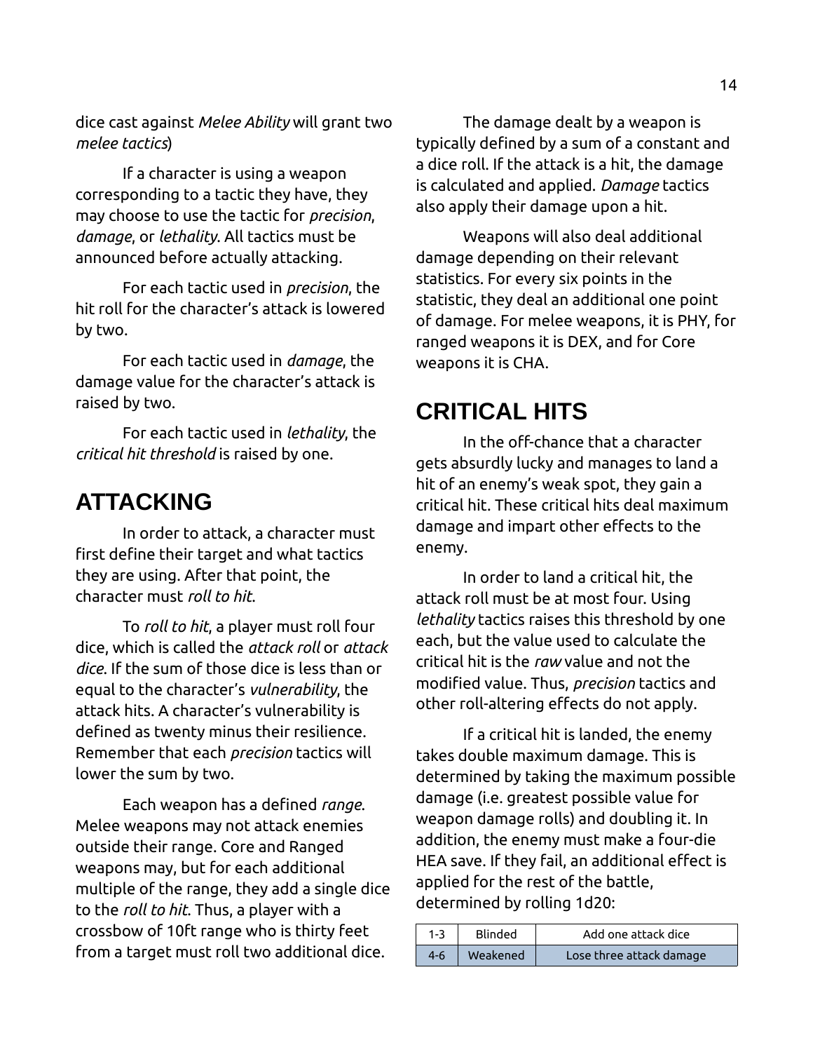dice cast against *Melee Ability* will grant two *melee tactics*)

If a character is using a weapon corresponding to a tactic they have, they may choose to use the tactic for *precision*, *damage*, or *lethality*. All tactics must be announced before actually attacking.

For each tactic used in *precision*, the hit roll for the character's attack is lowered by two.

For each tactic used in *damage*, the damage value for the character's attack is raised by two.

For each tactic used in *lethality*, the *critical hit threshold* is raised by one.

## ATTACKING

In order to attack, a character must first define their target and what tactics they are using. After that point, the character must *roll to hit*.

To *roll to hit*, a player must roll four dice, which is called the *attack roll* or *attack dice*. If the sum of those dice is less than or equal to the character's *vulnerability*, the attack hits. A character's vulnerability is defined as twenty minus their resilience. Remember that each *precision* tactics will lower the sum by two.

Each weapon has a defined *range*. Melee weapons may not attack enemies outside their range. Core and Ranged weapons may, but for each additional multiple of the range, they add a single dice to the *roll to hit*. Thus, a player with a crossbow of 10ft range who is thirty feet from a target must roll two additional dice.

The damage dealt by a weapon is typically defined by a sum of a constant and a dice roll. If the attack is a hit, the damage is calculated and applied. *Damage* tactics also apply their damage upon a hit.

Weapons will also deal additional damage depending on their relevant statistics. For every six points in the statistic, they deal an additional one point of damage. For melee weapons, it is PHY, for ranged weapons it is DEX, and for Core weapons it is CHA.

## CRITICAL HITS

In the off-chance that a character gets absurdly lucky and manages to land a hit of an enemy's weak spot, they gain a critical hit. These critical hits deal maximum damage and impart other effects to the enemy.

In order to land a critical hit, the attack roll must be at most four. Using *lethality* tactics raises this threshold by one each, but the value used to calculate the critical hit is the *raw* value and not the modified value. Thus, *precision* tactics and other roll-altering effects do not apply.

If a critical hit is landed, the enemy takes double maximum damage. This is determined by taking the maximum possible damage (i.e. greatest possible value for weapon damage rolls) and doubling it. In addition, the enemy must make a four-die HEA save. If they fail, an additional effect is applied for the rest of the battle, determined by rolling 1d20:

| | | |
|---|---|---|
| 1-3 | Blinded | Add one attack dice |
| 4-6 | Weakened | Lose three attack damage |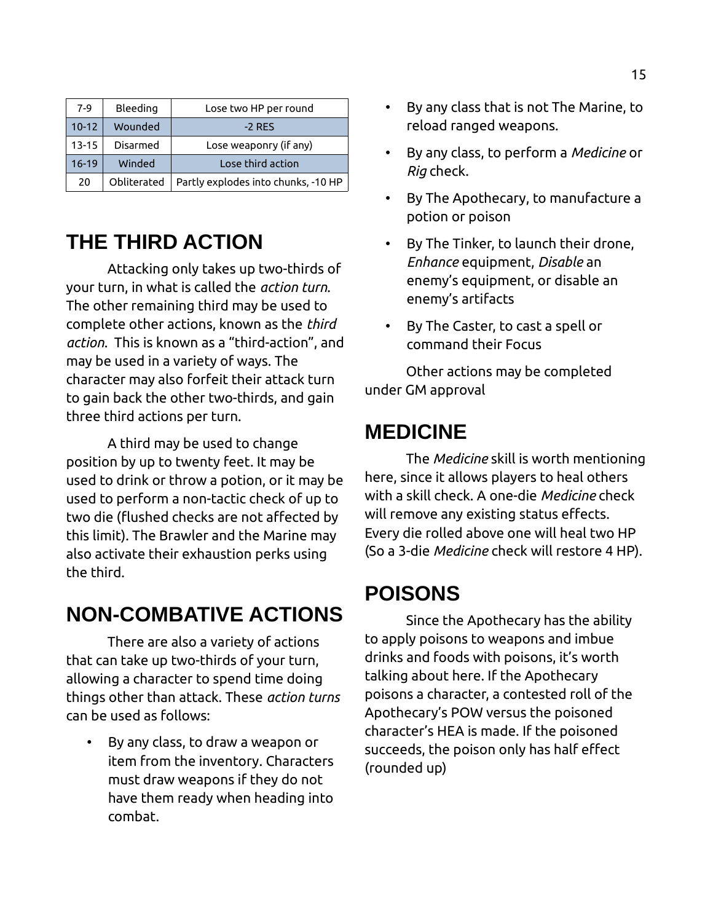| 7-9 | Bleeding | Lose two HP per round |
|---|---|---|
| 10-12 | Wounded | -2 RES |
| 13-15 | Disarmed | Lose weaponry (if any) |
| 16-19 | Winded | Lose third action |
| 20 | Obliterated | Partly explodes into chunks, -10 HP |

## THE THIRD ACTION

Attacking only takes up two-thirds of your turn, in what is called the *action turn*. The other remaining third may be used to complete other actions, known as the *third action*. This is known as a "third-action", and may be used in a variety of ways. The character may also forfeit their attack turn to gain back the other two-thirds, and gain three third actions per turn.

A third may be used to change position by up to twenty feet. It may be used to drink or throw a potion, or it may be used to perform a non-tactic check of up to two die (flushed checks are not affected by this limit). The Brawler and the Marine may also activate their exhaustion perks using the third.

## NON-COMBATIVE ACTIONS

There are also a variety of actions that can take up two-thirds of your turn, allowing a character to spend time doing things other than attack. These *action turns* can be used as follows:

- By any class, to draw a weapon or item from the inventory. Characters must draw weapons if they do not have them ready when heading into combat.
- By any class that is not The Marine, to reload ranged weapons.
- By any class, to perform a *Medicine* or *Rig* check.
- By The Apothecary, to manufacture a potion or poison
- By The Tinker, to launch their drone, *Enhance* equipment, *Disable* an enemy's equipment, or disable an enemy's artifacts
- By The Caster, to cast a spell or command their Focus

Other actions may be completed under GM approval

## MEDICINE

The *Medicine* skill is worth mentioning here, since it allows players to heal others with a skill check. A one-die *Medicine* check will remove any existing status effects. Every die rolled above one will heal two HP (So a 3-die *Medicine* check will restore 4 HP).

## POISONS

Since the Apothecary has the ability to apply poisons to weapons and imbue drinks and foods with poisons, it's worth talking about here. If the Apothecary poisons a character, a contested roll of the Apothecary's POW versus the poisoned character's HEA is made. If the poisoned succeeds, the poison only has half effect (rounded up)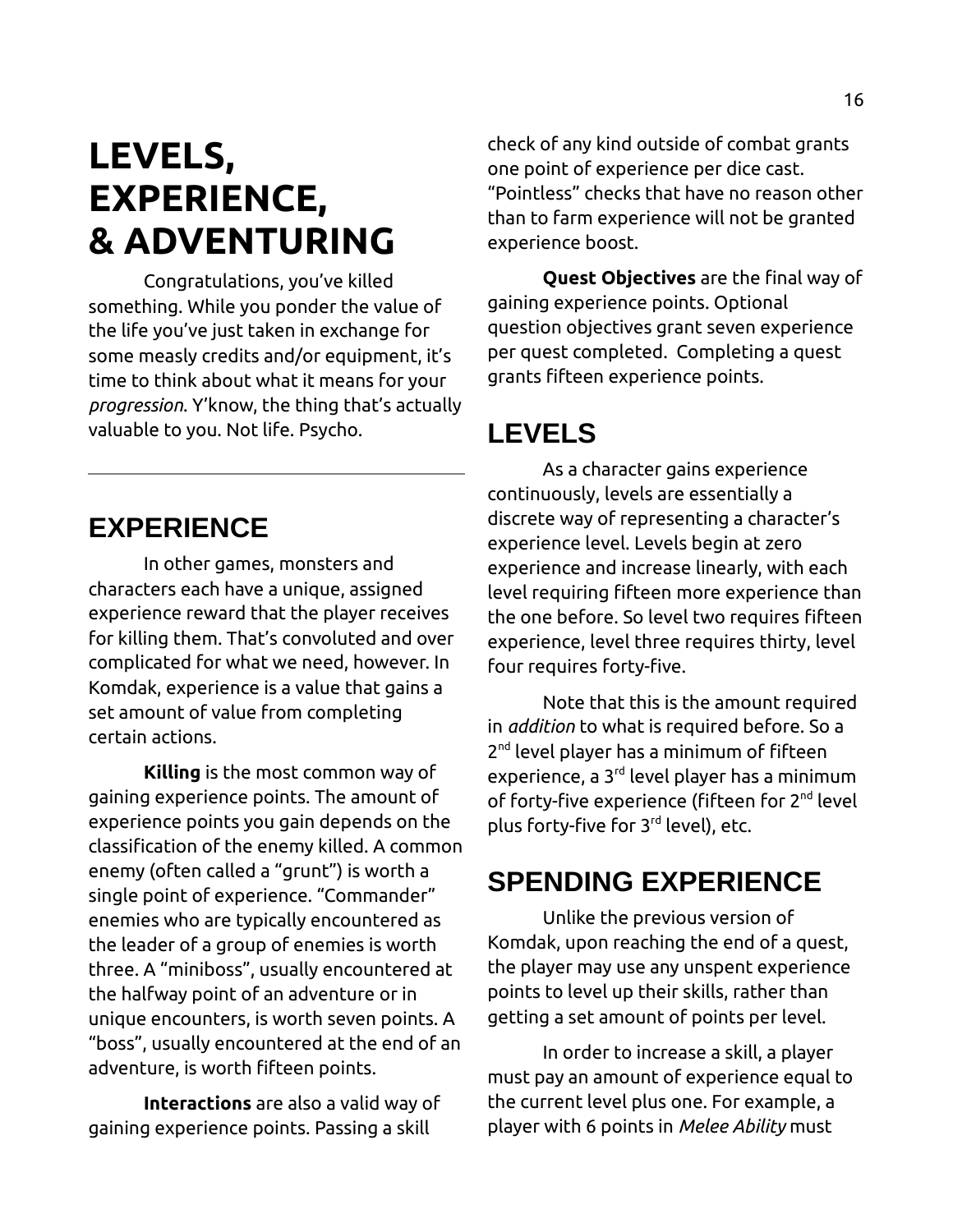# LEVELS, EXPERIENCE, & ADVENTURING

Congratulations, you've killed something. While you ponder the value of the life you've just taken in exchange for some measly credits and/or equipment, it's time to think about what it means for your *progression*. Y'know, the thing that's actually valuable to you. Not life. Psycho.

---

## EXPERIENCE

In other games, monsters and characters each have a unique, assigned experience reward that the player receives for killing them. That's convoluted and over complicated for what we need, however. In Komdak, experience is a value that gains a set amount of value from completing certain actions.

**Killing** is the most common way of gaining experience points. The amount of experience points you gain depends on the classification of the enemy killed. A common enemy (often called a "grunt") is worth a single point of experience. "Commander" enemies who are typically encountered as the leader of a group of enemies is worth three. A "miniboss", usually encountered at the halfway point of an adventure or in unique encounters, is worth seven points. A "boss", usually encountered at the end of an adventure, is worth fifteen points.

**Interactions** are also a valid way of gaining experience points. Passing a skill check of any kind outside of combat grants one point of experience per dice cast. "Pointless" checks that have no reason other than to farm experience will not be granted experience boost.

**Quest Objectives** are the final way of gaining experience points. Optional question objectives grant seven experience per quest completed. Completing a quest grants fifteen experience points.

## LEVELS

As a character gains experience continuously, levels are essentially a discrete way of representing a character's experience level. Levels begin at zero experience and increase linearly, with each level requiring fifteen more experience than the one before. So level two requires fifteen experience, level three requires thirty, level four requires forty-five.

Note that this is the amount required in *addition* to what is required before. So a 2nd level player has a minimum of fifteen experience, a 3rd level player has a minimum of forty-five experience (fifteen for 2nd level plus forty-five for 3rd level), etc.

## SPENDING EXPERIENCE

Unlike the previous version of Komdak, upon reaching the end of a quest, the player may use any unspent experience points to level up their skills, rather than getting a set amount of points per level.

In order to increase a skill, a player must pay an amount of experience equal to the current level plus one. For example, a player with 6 points in *Melee Ability* must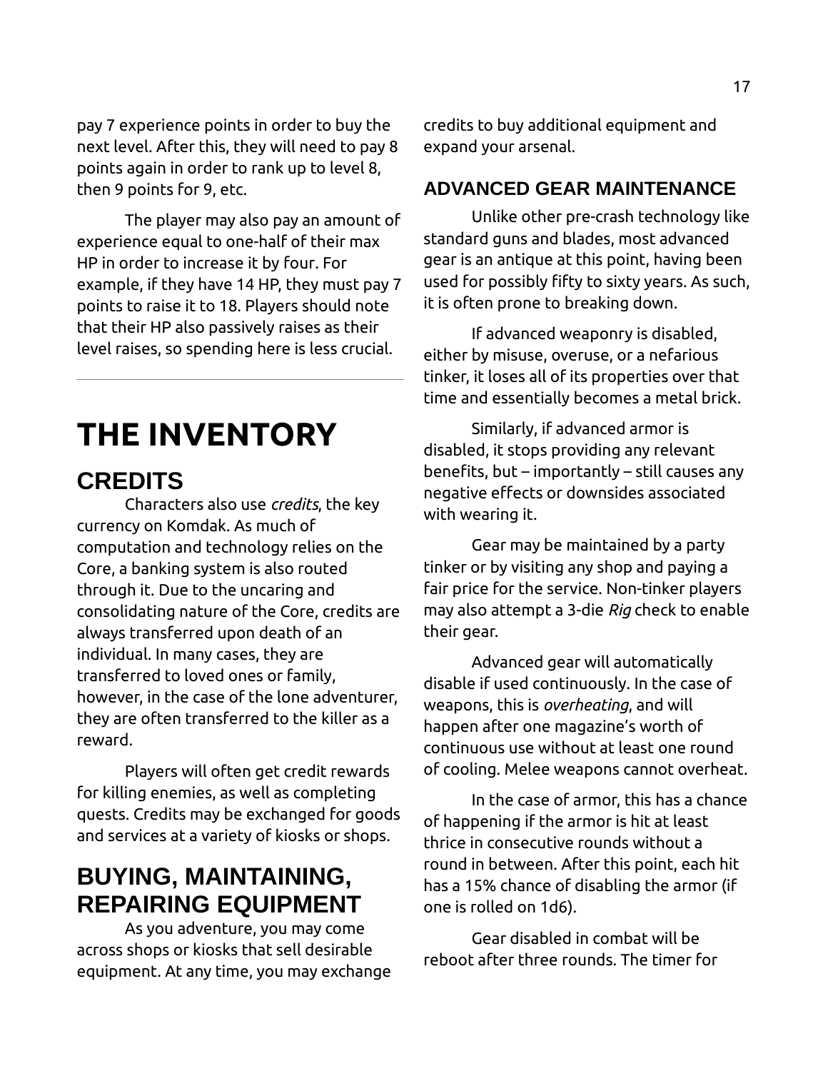pay 7 experience points in order to buy the next level. After this, they will need to pay 8 points again in order to rank up to level 8, then 9 points for 9, etc.

The player may also pay an amount of experience equal to one-half of their max HP in order to increase it by four. For example, if they have 14 HP, they must pay 7 points to raise it to 18. Players should note that their HP also passively raises as their level raises, so spending here is less crucial.

---

# THE INVENTORY

## CREDITS

Characters also use *credits*, the key currency on Komdak. As much of computation and technology relies on the Core, a banking system is also routed through it. Due to the uncaring and consolidating nature of the Core, credits are always transferred upon death of an individual. In many cases, they are transferred to loved ones or family, however, in the case of the lone adventurer, they are often transferred to the killer as a reward.

Players will often get credit rewards for killing enemies, as well as completing quests. Credits may be exchanged for goods and services at a variety of kiosks or shops.

## BUYING, MAINTAINING, REPAIRING EQUIPMENT

As you adventure, you may come across shops or kiosks that sell desirable equipment. At any time, you may exchange credits to buy additional equipment and expand your arsenal.

### ADVANCED GEAR MAINTENANCE

Unlike other pre-crash technology like standard guns and blades, most advanced gear is an antique at this point, having been used for possibly fifty to sixty years. As such, it is often prone to breaking down.

If advanced weaponry is disabled, either by misuse, overuse, or a nefarious tinker, it loses all of its properties over that time and essentially becomes a metal brick.

Similarly, if advanced armor is disabled, it stops providing any relevant benefits, but – importantly – still causes any negative effects or downsides associated with wearing it.

Gear may be maintained by a party tinker or by visiting any shop and paying a fair price for the service. Non-tinker players may also attempt a 3-die *Rig* check to enable their gear.

Advanced gear will automatically disable if used continuously. In the case of weapons, this is *overheating*, and will happen after one magazine's worth of continuous use without at least one round of cooling. Melee weapons cannot overheat.

In the case of armor, this has a chance of happening if the armor is hit at least thrice in consecutive rounds without a round in between. After this point, each hit has a 15% chance of disabling the armor (if one is rolled on 1d6).

Gear disabled in combat will be reboot after three rounds. The timer for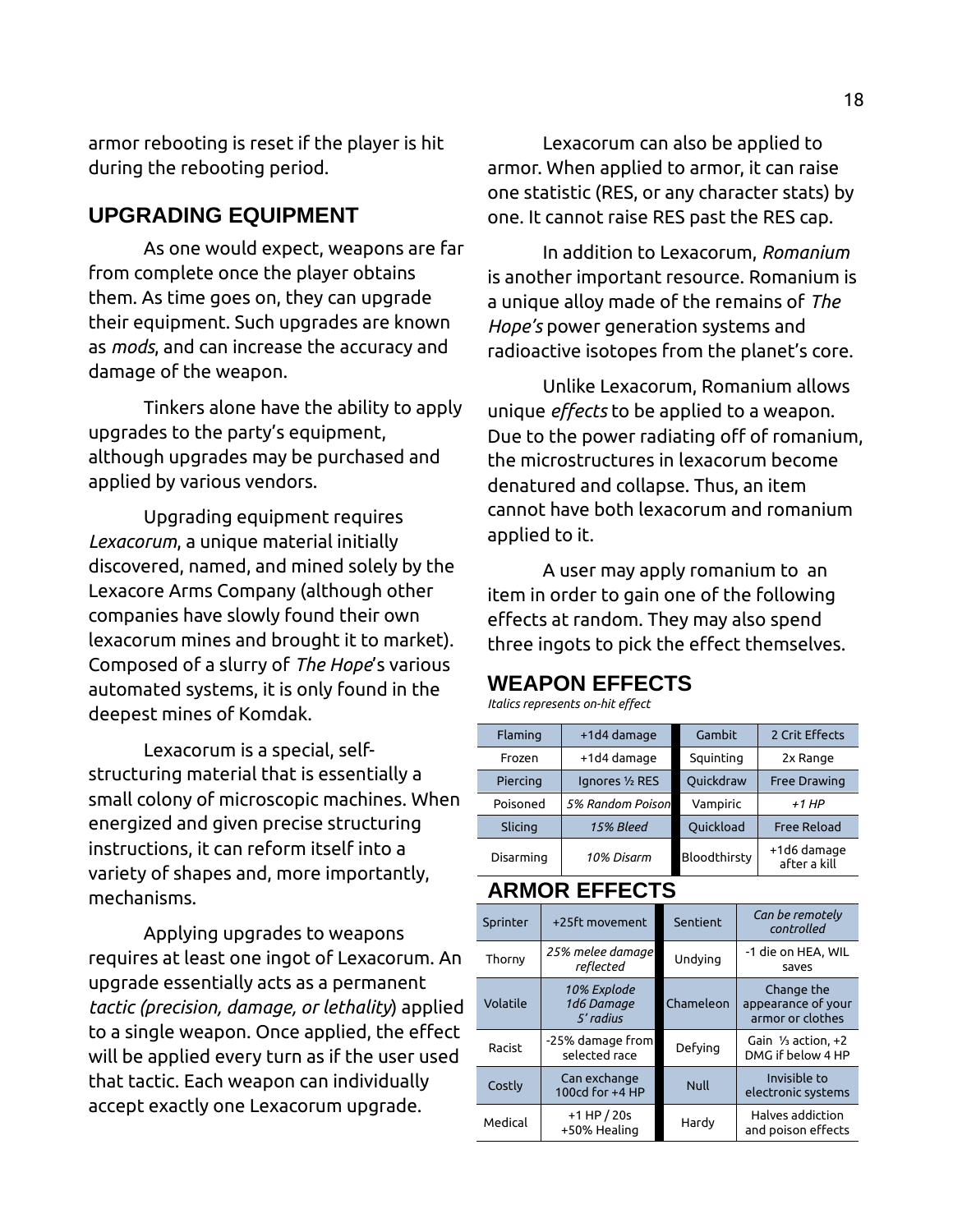armor rebooting is reset if the player is hit during the rebooting period.

## UPGRADING EQUIPMENT

As one would expect, weapons are far from complete once the player obtains them. As time goes on, they can upgrade their equipment. Such upgrades are known as *mods*, and can increase the accuracy and damage of the weapon.

Tinkers alone have the ability to apply upgrades to the party's equipment, although upgrades may be purchased and applied by various vendors.

Upgrading equipment requires *Lexacorum*, a unique material initially discovered, named, and mined solely by the Lexacore Arms Company (although other companies have slowly found their own lexacorum mines and brought it to market). Composed of a slurry of *The Hope*'s various automated systems, it is only found in the deepest mines of Komdak.

Lexacorum is a special, self-structuring material that is essentially a small colony of microscopic machines. When energized and given precise structuring instructions, it can reform itself into a variety of shapes and, more importantly, mechanisms.

Applying upgrades to weapons requires at least one ingot of Lexacorum. An upgrade essentially acts as a permanent *tactic (precision, damage, or lethality*) applied to a single weapon. Once applied, the effect will be applied every turn as if the user used that tactic. Each weapon can individually accept exactly one Lexacorum upgrade.

Lexacorum can also be applied to armor. When applied to armor, it can raise one statistic (RES, or any character stats) by one. It cannot raise RES past the RES cap.

In addition to Lexacorum, *Romanium* is another important resource. Romanium is a unique alloy made of the remains of *The Hope's* power generation systems and radioactive isotopes from the planet's core.

Unlike Lexacorum, Romanium allows unique *effects* to be applied to a weapon. Due to the power radiating off of romanium, the microstructures in lexacorum become denatured and collapse. Thus, an item cannot have both lexacorum and romanium applied to it.

A user may apply romanium to an item in order to gain one of the following effects at random. They may also spend three ingots to pick the effect themselves.

## WEAPON EFFECTS

*Italics represents on-hit effect*

| Effect | Description | Effect | Description |
|---|---|---|---|
| Flaming | +1d4 damage | Gambit | 2 Crit Effects |
| Frozen | +1d4 damage | Squinting | 2x Range |
| Piercing | Ignores ½ RES | Quickdraw | Free Drawing |
| Poisoned | *5% Random Poison* | Vampiric | *+1 HP* |
| Slicing | *15% Bleed* | Quickload | Free Reload |
| Disarming | *10% Disarm* | Bloodthirsty | +1d6 damage after a kill |

## ARMOR EFFECTS

| Effect | Description | Effect | Description |
|---|---|---|---|
| Sprinter | +25ft movement | Sentient | *Can be remotely controlled* |
| Thorny | *25% melee damage reflected* | Undying | -1 die on HEA, WIL saves |
| Volatile | *10% Explode 1d6 Damage 5' radius* | Chameleon | Change the appearance of your armor or clothes |
| Racist | -25% damage from selected race | Defying | Gain ⅓ action, +2 DMG if below 4 HP |
| Costly | Can exchange 100cd for +4 HP | Null | Invisible to electronic systems |
| Medical | +1 HP / 20s +50% Healing | Hardy | Halves addiction and poison effects |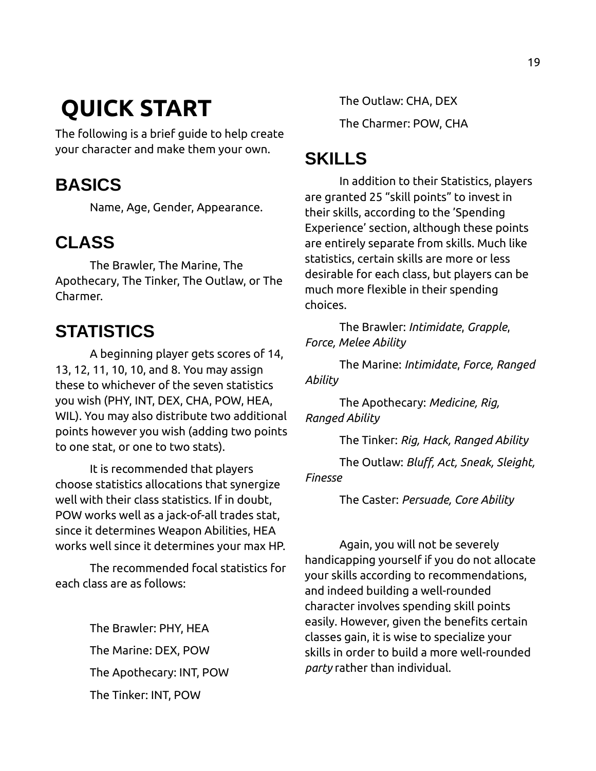# QUICK START

The following is a brief guide to help create your character and make them your own.

## BASICS

Name, Age, Gender, Appearance.

## CLASS

The Brawler, The Marine, The Apothecary, The Tinker, The Outlaw, or The Charmer.

## STATISTICS

A beginning player gets scores of 14, 13, 12, 11, 10, 10, and 8. You may assign these to whichever of the seven statistics you wish (PHY, INT, DEX, CHA, POW, HEA, WIL). You may also distribute two additional points however you wish (adding two points to one stat, or one to two stats).

It is recommended that players choose statistics allocations that synergize well with their class statistics. If in doubt, POW works well as a jack-of-all trades stat, since it determines Weapon Abilities, HEA works well since it determines your max HP.

The recommended focal statistics for each class are as follows:

The Brawler: PHY, HEA

The Marine: DEX, POW

The Apothecary: INT, POW

The Tinker: INT, POW

The Outlaw: CHA, DEX

The Charmer: POW, CHA

## SKILLS

In addition to their Statistics, players are granted 25 "skill points" to invest in their skills, according to the 'Spending Experience' section, although these points are entirely separate from skills. Much like statistics, certain skills are more or less desirable for each class, but players can be much more flexible in their spending choices.

The Brawler: *Intimidate*, *Grapple*, *Force, Melee Ability*

The Marine: *Intimidate*, *Force, Ranged Ability*

The Apothecary: *Medicine, Rig, Ranged Ability*

The Tinker: *Rig, Hack, Ranged Ability*

The Outlaw: *Bluff, Act, Sneak, Sleight, Finesse*

The Caster: *Persuade, Core Ability*

Again, you will not be severely handicapping yourself if you do not allocate your skills according to recommendations, and indeed building a well-rounded character involves spending skill points easily. However, given the benefits certain classes gain, it is wise to specialize your skills in order to build a more well-rounded *party* rather than individual.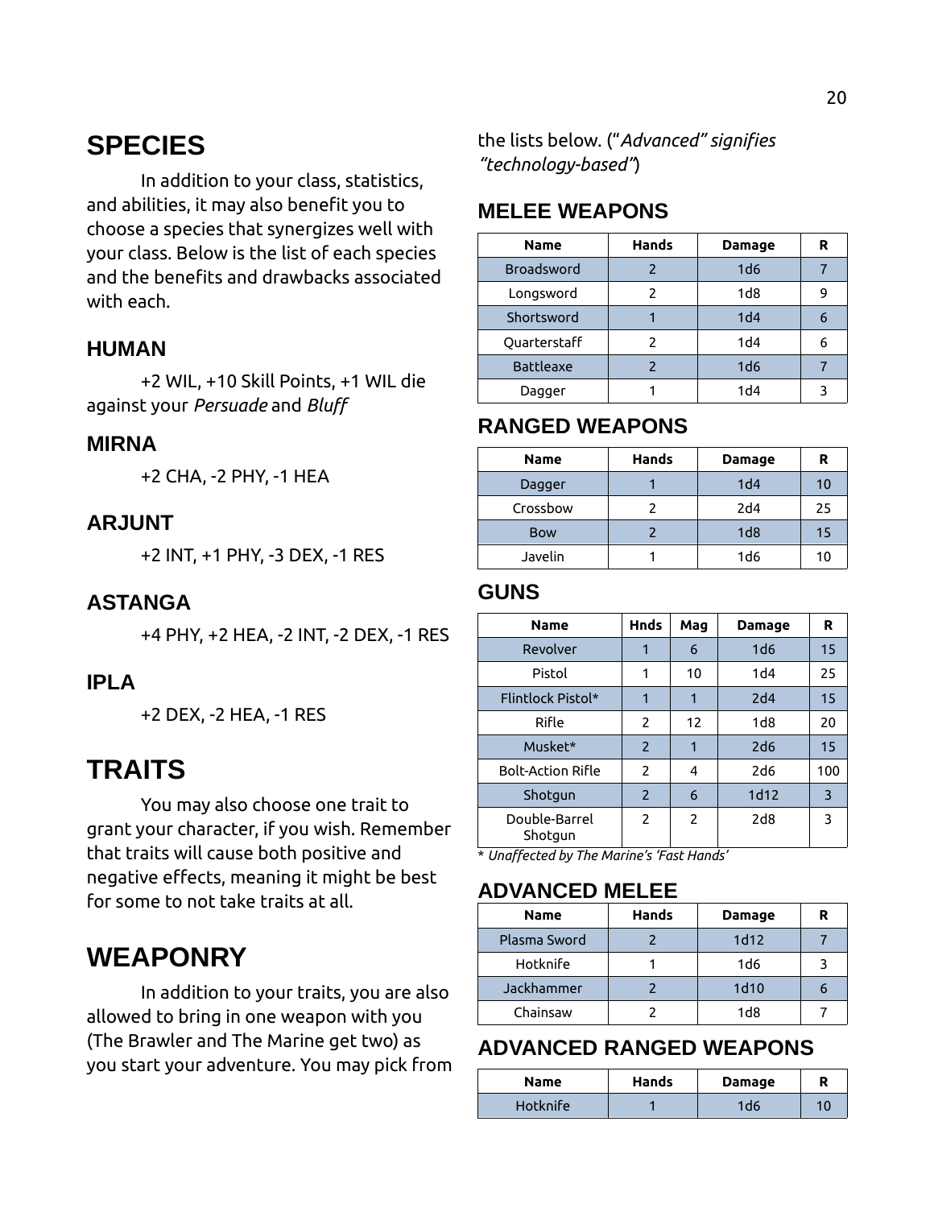# SPECIES

In addition to your class, statistics, and abilities, it may also benefit you to choose a species that synergizes well with your class. Below is the list of each species and the benefits and drawbacks associated with each.

## HUMAN

+2 WIL, +10 Skill Points, +1 WIL die against your *Persuade* and *Bluff*

## MIRNA

+2 CHA, -2 PHY, -1 HEA

## ARJUNT

+2 INT, +1 PHY, -3 DEX, -1 RES

## ASTANGA

+4 PHY, +2 HEA, -2 INT, -2 DEX, -1 RES

## IPLA

+2 DEX, -2 HEA, -1 RES

# TRAITS

You may also choose one trait to grant your character, if you wish. Remember that traits will cause both positive and negative effects, meaning it might be best for some to not take traits at all.

# WEAPONRY

In addition to your traits, you are also allowed to bring in one weapon with you (The Brawler and The Marine get two) as you start your adventure. You may pick from the lists below. ("*Advanced" signifies "technology-based"*)

## MELEE WEAPONS

| Name | Hands | Damage | R |
|---|---|---|---|
| Broadsword | 2 | 1d6 | 7 |
| Longsword | 2 | 1d8 | 9 |
| Shortsword | 1 | 1d4 | 6 |
| Quarterstaff | 2 | 1d4 | 6 |
| Battleaxe | 2 | 1d6 | 7 |
| Dagger | 1 | 1d4 | 3 |

## RANGED WEAPONS

| Name | Hands | Damage | R |
|---|---|---|---|
| Dagger | 1 | 1d4 | 10 |
| Crossbow | 2 | 2d4 | 25 |
| Bow | 2 | 1d8 | 15 |
| Javelin | 1 | 1d6 | 10 |

## GUNS

| Name | Hnds | Mag | Damage | R |
|---|---|---|---|---|
| Revolver | 1 | 6 | 1d6 | 15 |
| Pistol | 1 | 10 | 1d4 | 25 |
| Flintlock Pistol* | 1 | 1 | 2d4 | 15 |
| Rifle | 2 | 12 | 1d8 | 20 |
| Musket* | 2 | 1 | 2d6 | 15 |
| Bolt-Action Rifle | 2 | 4 | 2d6 | 100 |
| Shotgun | 2 | 6 | 1d12 | 3 |
| Double-Barrel Shotgun | 2 | 2 | 2d8 | 3 |

* *Unaffected by The Marine's 'Fast Hands'*

## ADVANCED MELEE

| Name | Hands | Damage | R |
|---|---|---|---|
| Plasma Sword | 2 | 1d12 | 7 |
| Hotknife | 1 | 1d6 | 3 |
| Jackhammer | 2 | 1d10 | 6 |
| Chainsaw | 2 | 1d8 | 7 |

## ADVANCED RANGED WEAPONS

| Name | Hands | Damage | R |
|---|---|---|---|
| Hotknife | 1 | 1d6 | 10 |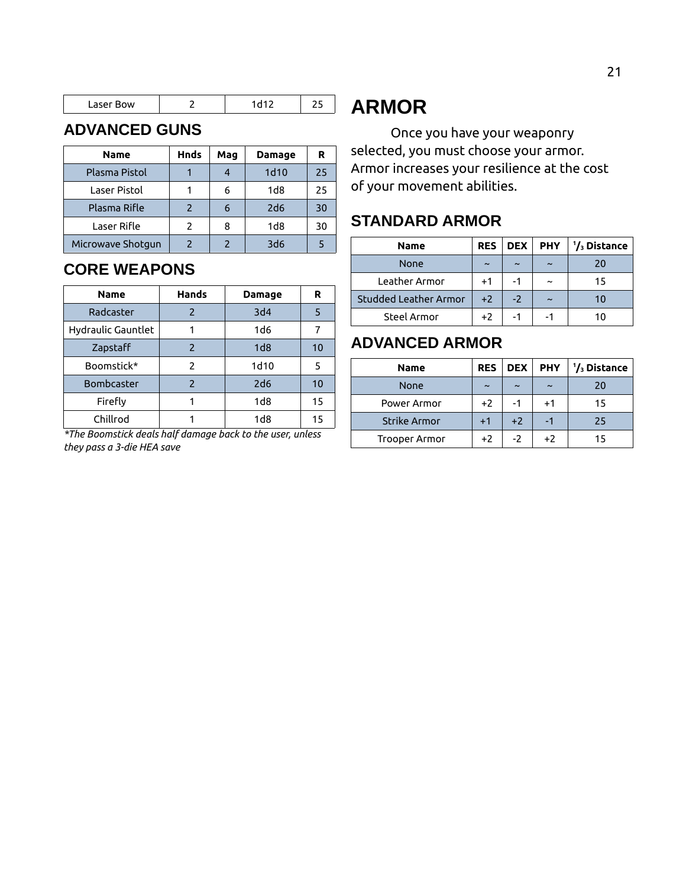| | | | |
|---|---|---|---|
| Laser Bow | 2 | 1d12 | 25 |

## ADVANCED GUNS

| Name | Hnds | Mag | Damage | R |
|---|---|---|---|---|
| Plasma Pistol | 1 | 4 | 1d10 | 25 |
| Laser Pistol | 1 | 6 | 1d8 | 25 |
| Plasma Rifle | 2 | 6 | 2d6 | 30 |
| Laser Rifle | 2 | 8 | 1d8 | 30 |
| Microwave Shotgun | 2 | 2 | 3d6 | 5 |

## CORE WEAPONS

| Name | Hands | Damage | R |
|---|---|---|---|
| Radcaster | 2 | 3d4 | 5 |
| Hydraulic Gauntlet | 1 | 1d6 | 7 |
| Zapstaff | 2 | 1d8 | 10 |
| Boomstick* | 2 | 1d10 | 5 |
| Bombcaster | 2 | 2d6 | 10 |
| Firefly | 1 | 1d8 | 15 |
| Chillrod | 1 | 1d8 | 15 |

*\*The Boomstick deals half damage back to the user, unless they pass a 3-die HEA save*

# ARMOR

Once you have your weaponry selected, you must choose your armor. Armor increases your resilience at the cost of your movement abilities.

## STANDARD ARMOR

| Name | RES | DEX | PHY | $^1/_3$ Distance |
|---|---|---|---|---|
| None | ~ | ~ | ~ | 20 |
| Leather Armor | +1 | -1 | ~ | 15 |
| Studded Leather Armor | +2 | -2 | ~ | 10 |
| Steel Armor | +2 | -1 | -1 | 10 |

## ADVANCED ARMOR

| Name | RES | DEX | PHY | $^1/_3$ Distance |
|---|---|---|---|---|
| None | ~ | ~ | ~ | 20 |
| Power Armor | +2 | -1 | +1 | 15 |
| Strike Armor | +1 | +2 | -1 | 25 |
| Trooper Armor | +2 | -2 | +2 | 15 |